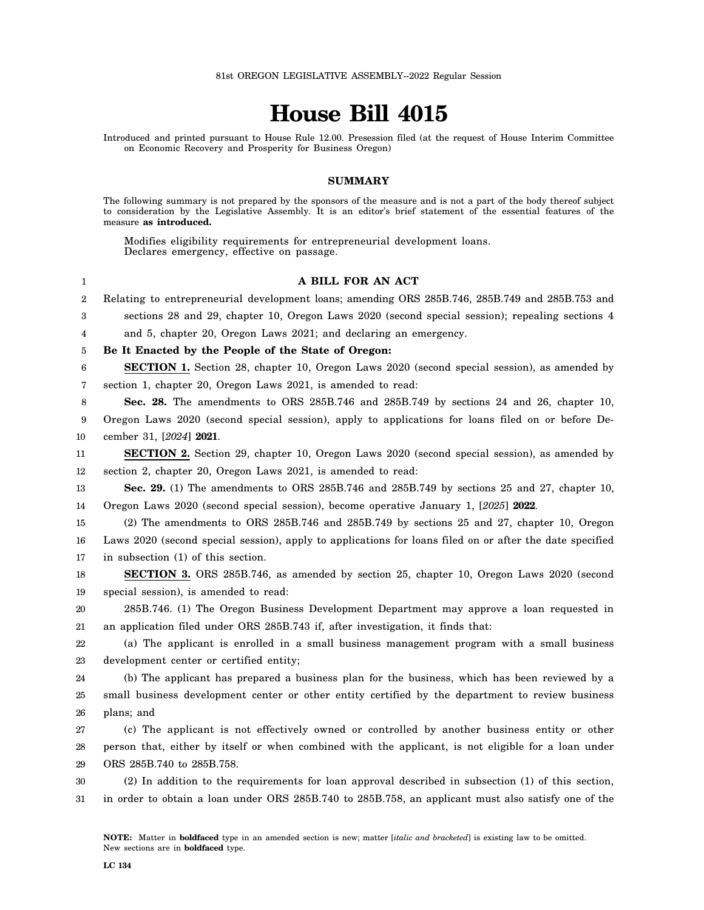81st OREGON LEGISLATIVE ASSEMBLY--2022 Regular Session

# House Bill 4015

Introduced and printed pursuant to House Rule 12.00. Presession filed (at the request of House Interim Committee on Economic Recovery and Prosperity for Business Oregon)

## SUMMARY

The following summary is not prepared by the sponsors of the measure and is not a part of the body thereof subject to consideration by the Legislative Assembly. It is an editor's brief statement of the essential features of the measure **as introduced.**

Modifies eligibility requirements for entrepreneurial development loans.
Declares emergency, effective on passage.

**A BILL FOR AN ACT**

Relating to entrepreneurial development loans; amending ORS 285B.746, 285B.749 and 285B.753 and sections 28 and 29, chapter 10, Oregon Laws 2020 (second special session); repealing sections 4 and 5, chapter 20, Oregon Laws 2021; and declaring an emergency.

**Be It Enacted by the People of the State of Oregon:**

**SECTION 1.** Section 28, chapter 10, Oregon Laws 2020 (second special session), as amended by section 1, chapter 20, Oregon Laws 2021, is amended to read:

**Sec. 28.** The amendments to ORS 285B.746 and 285B.749 by sections 24 and 26, chapter 10, Oregon Laws 2020 (second special session), apply to applications for loans filed on or before December 31, [*2024*] **2021**.

**SECTION 2.** Section 29, chapter 10, Oregon Laws 2020 (second special session), as amended by section 2, chapter 20, Oregon Laws 2021, is amended to read:

**Sec. 29.** (1) The amendments to ORS 285B.746 and 285B.749 by sections 25 and 27, chapter 10, Oregon Laws 2020 (second special session), become operative January 1, [*2025*] **2022**.

(2) The amendments to ORS 285B.746 and 285B.749 by sections 25 and 27, chapter 10, Oregon Laws 2020 (second special session), apply to applications for loans filed on or after the date specified in subsection (1) of this section.

**SECTION 3.** ORS 285B.746, as amended by section 25, chapter 10, Oregon Laws 2020 (second special session), is amended to read:

285B.746. (1) The Oregon Business Development Department may approve a loan requested in an application filed under ORS 285B.743 if, after investigation, it finds that:

(a) The applicant is enrolled in a small business management program with a small business development center or certified entity;

(b) The applicant has prepared a business plan for the business, which has been reviewed by a small business development center or other entity certified by the department to review business plans; and

(c) The applicant is not effectively owned or controlled by another business entity or other person that, either by itself or when combined with the applicant, is not eligible for a loan under ORS 285B.740 to 285B.758.

(2) In addition to the requirements for loan approval described in subsection (1) of this section, in order to obtain a loan under ORS 285B.740 to 285B.758, an applicant must also satisfy one of the

**NOTE:** Matter in **boldfaced** type in an amended section is new; matter [*italic and bracketed*] is existing law to be omitted. New sections are in **boldfaced** type.

**LC 134**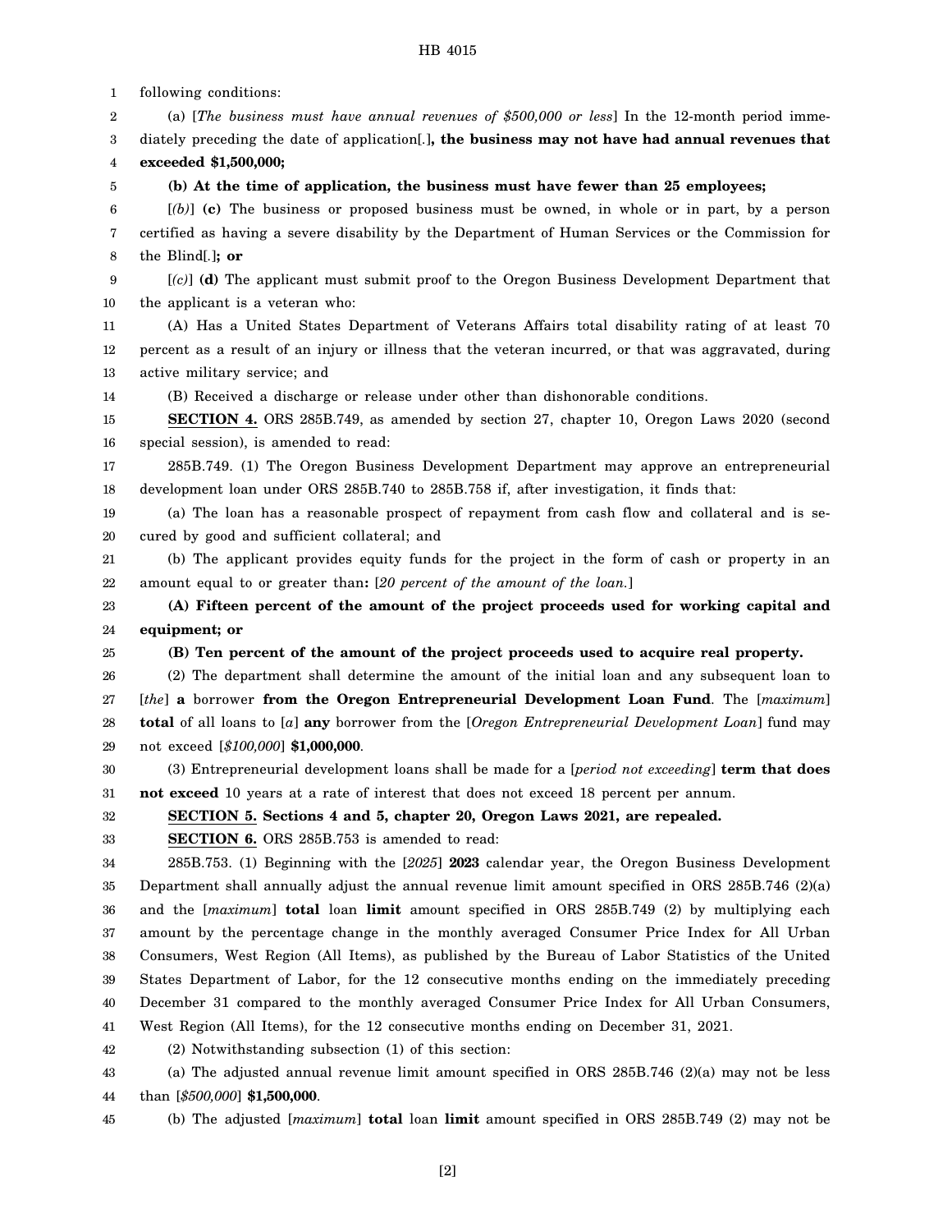following conditions:

(a) [*The business must have annual revenues of $500,000 or less*] In the 12-month period immediately preceding the date of application[.]**, the business may not have had annual revenues that exceeded $1,500,000;**

**(b) At the time of application, the business must have fewer than 25 employees;**

[*(b)*] **(c)** The business or proposed business must be owned, in whole or in part, by a person certified as having a severe disability by the Department of Human Services or the Commission for the Blind[.]**; or**

[*(c)*] **(d)** The applicant must submit proof to the Oregon Business Development Department that the applicant is a veteran who:

(A) Has a United States Department of Veterans Affairs total disability rating of at least 70 percent as a result of an injury or illness that the veteran incurred, or that was aggravated, during active military service; and

(B) Received a discharge or release under other than dishonorable conditions.

**SECTION 4.** ORS 285B.749, as amended by section 27, chapter 10, Oregon Laws 2020 (second special session), is amended to read:

285B.749. (1) The Oregon Business Development Department may approve an entrepreneurial development loan under ORS 285B.740 to 285B.758 if, after investigation, it finds that:

(a) The loan has a reasonable prospect of repayment from cash flow and collateral and is secured by good and sufficient collateral; and

(b) The applicant provides equity funds for the project in the form of cash or property in an amount equal to or greater than**:** [*20 percent of the amount of the loan.*]

**(A) Fifteen percent of the amount of the project proceeds used for working capital and equipment; or**

**(B) Ten percent of the amount of the project proceeds used to acquire real property.**

(2) The department shall determine the amount of the initial loan and any subsequent loan to [*the*] **a** borrower **from the Oregon Entrepreneurial Development Loan Fund**. The [*maximum*] **total** of all loans to [*a*] **any** borrower from the [*Oregon Entrepreneurial Development Loan*] fund may not exceed [*$100,000*] **$1,000,000**.

(3) Entrepreneurial development loans shall be made for a [*period not exceeding*] **term that does not exceed** 10 years at a rate of interest that does not exceed 18 percent per annum.

**SECTION 5. Sections 4 and 5, chapter 20, Oregon Laws 2021, are repealed.**

**SECTION 6.** ORS 285B.753 is amended to read:

285B.753. (1) Beginning with the [*2025*] **2023** calendar year, the Oregon Business Development Department shall annually adjust the annual revenue limit amount specified in ORS 285B.746 (2)(a) and the [*maximum*] **total** loan **limit** amount specified in ORS 285B.749 (2) by multiplying each amount by the percentage change in the monthly averaged Consumer Price Index for All Urban Consumers, West Region (All Items), as published by the Bureau of Labor Statistics of the United States Department of Labor, for the 12 consecutive months ending on the immediately preceding December 31 compared to the monthly averaged Consumer Price Index for All Urban Consumers, West Region (All Items), for the 12 consecutive months ending on December 31, 2021.

(2) Notwithstanding subsection (1) of this section:

(a) The adjusted annual revenue limit amount specified in ORS 285B.746 (2)(a) may not be less than [*$500,000*] **$1,500,000**.

(b) The adjusted [*maximum*] **total** loan **limit** amount specified in ORS 285B.749 (2) may not be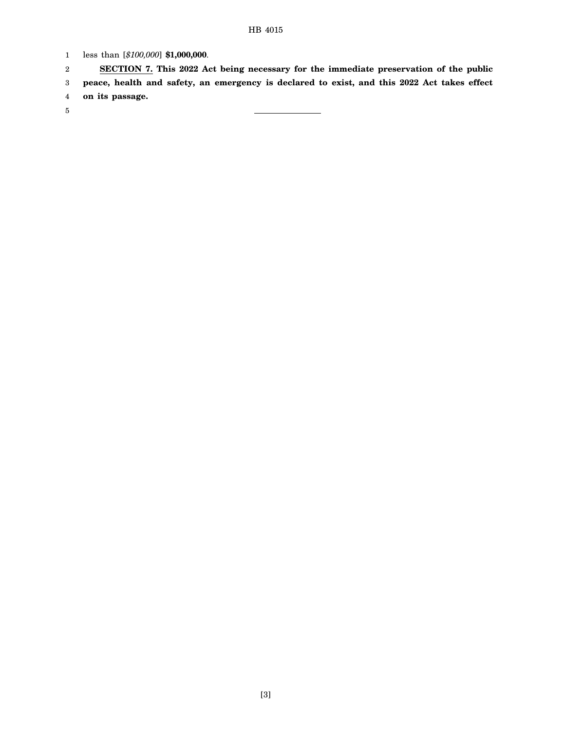less than [*$100,000*] **$1,000,000**.

**SECTION 7.** **This 2022 Act being necessary for the immediate preservation of the public peace, health and safety, an emergency is declared to exist, and this 2022 Act takes effect on its passage.**